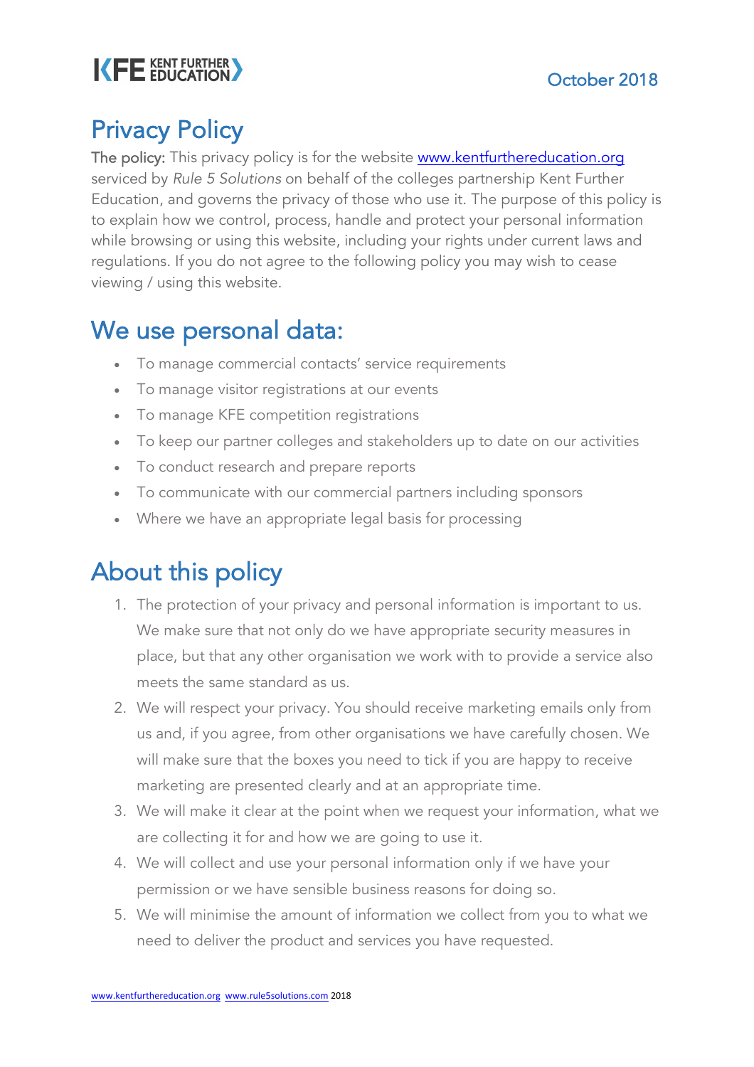KFE KENT FURTHER EDUCATION

October 2018

# Privacy Policy

**The policy:** This privacy policy is for the website www.kentfurthereducation.org serviced by *Rule 5 Solutions* on behalf of the colleges partnership Kent Further Education, and governs the privacy of those who use it. The purpose of this policy is to explain how we control, process, handle and protect your personal information while browsing or using this website, including your rights under current laws and regulations. If you do not agree to the following policy you may wish to cease viewing / using this website.

# We use personal data:

- To manage commercial contacts' service requirements
- To manage visitor registrations at our events
- To manage KFE competition registrations
- To keep our partner colleges and stakeholders up to date on our activities
- To conduct research and prepare reports
- To communicate with our commercial partners including sponsors
- Where we have an appropriate legal basis for processing

# About this policy

1. The protection of your privacy and personal information is important to us. We make sure that not only do we have appropriate security measures in place, but that any other organisation we work with to provide a service also meets the same standard as us.
2. We will respect your privacy. You should receive marketing emails only from us and, if you agree, from other organisations we have carefully chosen. We will make sure that the boxes you need to tick if you are happy to receive marketing are presented clearly and at an appropriate time.
3. We will make it clear at the point when we request your information, what we are collecting it for and how we are going to use it.
4. We will collect and use your personal information only if we have your permission or we have sensible business reasons for doing so.
5. We will minimise the amount of information we collect from you to what we need to deliver the product and services you have requested.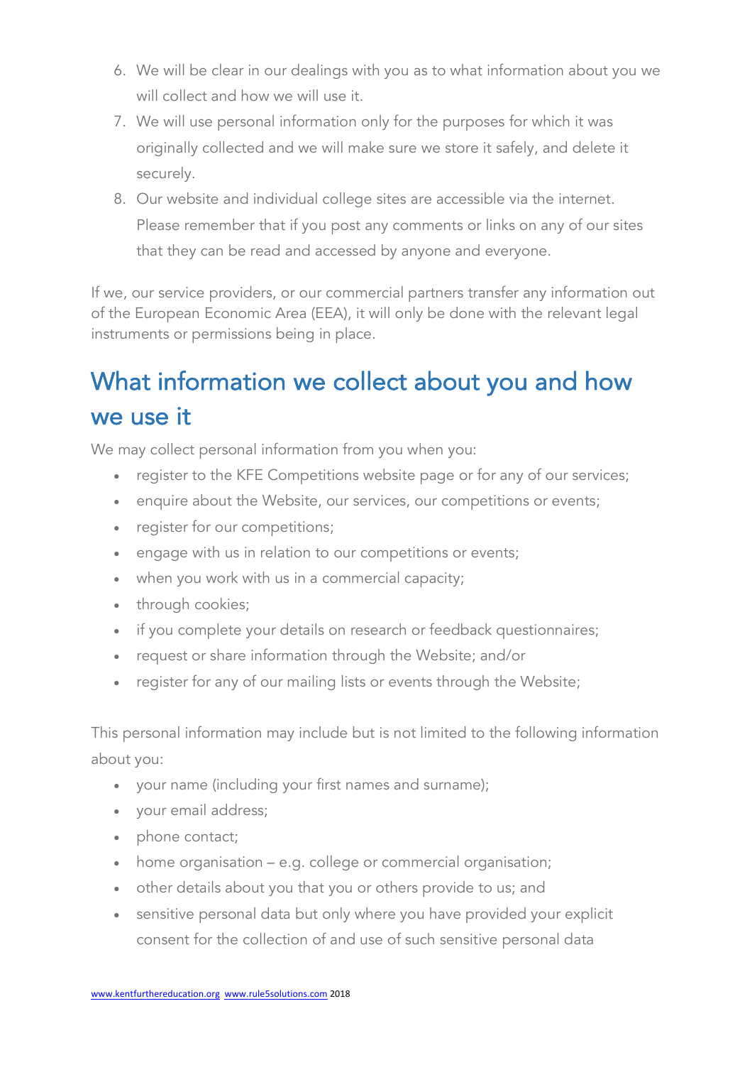6. We will be clear in our dealings with you as to what information about you we will collect and how we will use it.
7. We will use personal information only for the purposes for which it was originally collected and we will make sure we store it safely, and delete it securely.
8. Our website and individual college sites are accessible via the internet. Please remember that if you post any comments or links on any of our sites that they can be read and accessed by anyone and everyone.

If we, our service providers, or our commercial partners transfer any information out of the European Economic Area (EEA), it will only be done with the relevant legal instruments or permissions being in place.

## What information we collect about you and how we use it

We may collect personal information from you when you:

- register to the KFE Competitions website page or for any of our services;
- enquire about the Website, our services, our competitions or events;
- register for our competitions;
- engage with us in relation to our competitions or events;
- when you work with us in a commercial capacity;
- through cookies;
- if you complete your details on research or feedback questionnaires;
- request or share information through the Website; and/or
- register for any of our mailing lists or events through the Website;

This personal information may include but is not limited to the following information about you:

- your name (including your first names and surname);
- your email address;
- phone contact;
- home organisation – e.g. college or commercial organisation;
- other details about you that you or others provide to us; and
- sensitive personal data but only where you have provided your explicit consent for the collection of and use of such sensitive personal data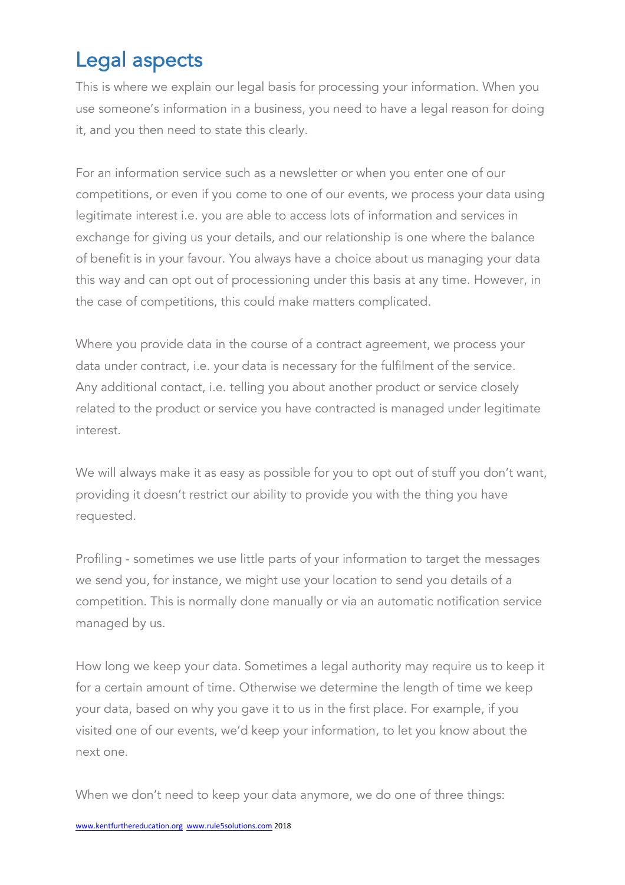## Legal aspects

This is where we explain our legal basis for processing your information. When you use someone's information in a business, you need to have a legal reason for doing it, and you then need to state this clearly.

For an information service such as a newsletter or when you enter one of our competitions, or even if you come to one of our events, we process your data using legitimate interest i.e. you are able to access lots of information and services in exchange for giving us your details, and our relationship is one where the balance of benefit is in your favour. You always have a choice about us managing your data this way and can opt out of processioning under this basis at any time. However, in the case of competitions, this could make matters complicated.

Where you provide data in the course of a contract agreement, we process your data under contract, i.e. your data is necessary for the fulfilment of the service. Any additional contact, i.e. telling you about another product or service closely related to the product or service you have contracted is managed under legitimate interest.

We will always make it as easy as possible for you to opt out of stuff you don't want, providing it doesn't restrict our ability to provide you with the thing you have requested.

Profiling - sometimes we use little parts of your information to target the messages we send you, for instance, we might use your location to send you details of a competition. This is normally done manually or via an automatic notification service managed by us.

How long we keep your data. Sometimes a legal authority may require us to keep it for a certain amount of time. Otherwise we determine the length of time we keep your data, based on why you gave it to us in the first place. For example, if you visited one of our events, we'd keep your information, to let you know about the next one.

When we don't need to keep your data anymore, we do one of three things: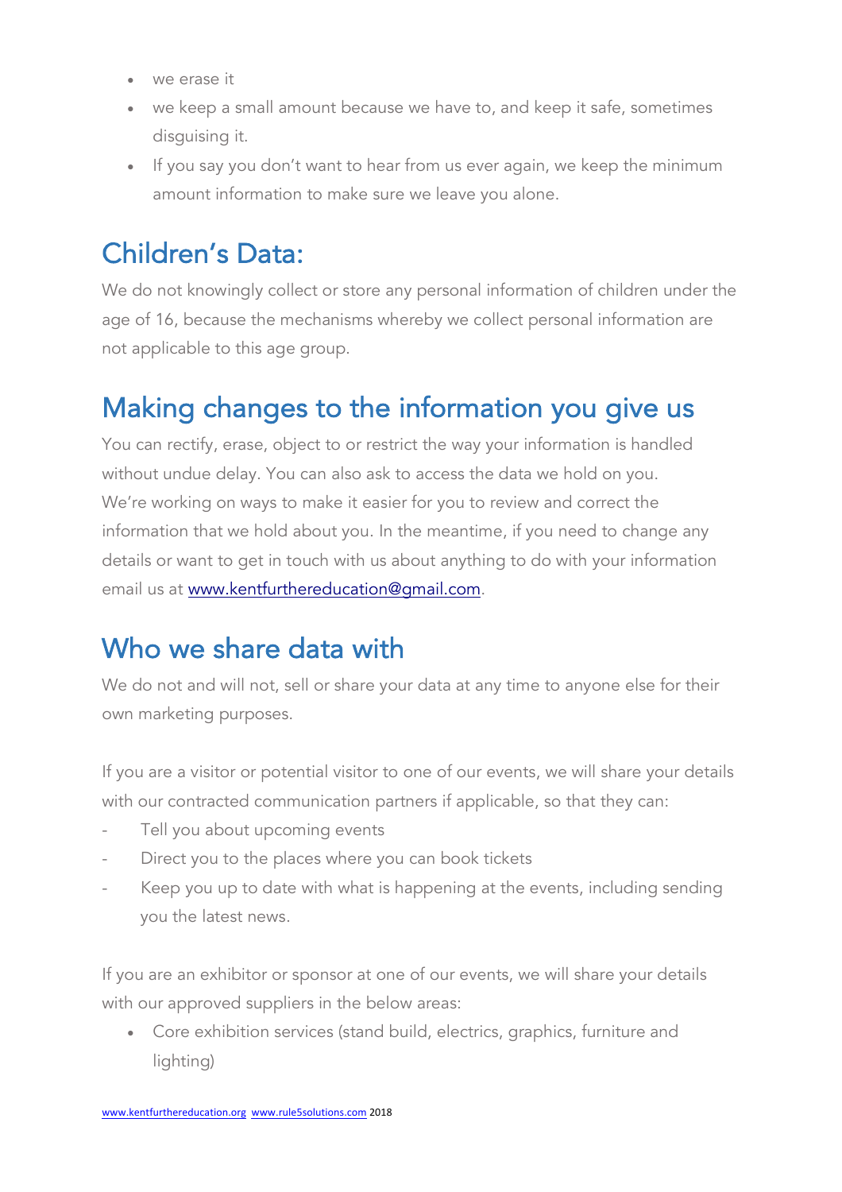- we erase it
- we keep a small amount because we have to, and keep it safe, sometimes disguising it.
- If you say you don't want to hear from us ever again, we keep the minimum amount information to make sure we leave you alone.

## Children's Data:

We do not knowingly collect or store any personal information of children under the age of 16, because the mechanisms whereby we collect personal information are not applicable to this age group.

## Making changes to the information you give us

You can rectify, erase, object to or restrict the way your information is handled without undue delay. You can also ask to access the data we hold on you. We're working on ways to make it easier for you to review and correct the information that we hold about you. In the meantime, if you need to change any details or want to get in touch with us about anything to do with your information email us at www.kentfurthereducation@gmail.com.

## Who we share data with

We do not and will not, sell or share your data at any time to anyone else for their own marketing purposes.

If you are a visitor or potential visitor to one of our events, we will share your details with our contracted communication partners if applicable, so that they can:

- Tell you about upcoming events
- Direct you to the places where you can book tickets
- Keep you up to date with what is happening at the events, including sending you the latest news.

If you are an exhibitor or sponsor at one of our events, we will share your details with our approved suppliers in the below areas:

- Core exhibition services (stand build, electrics, graphics, furniture and lighting)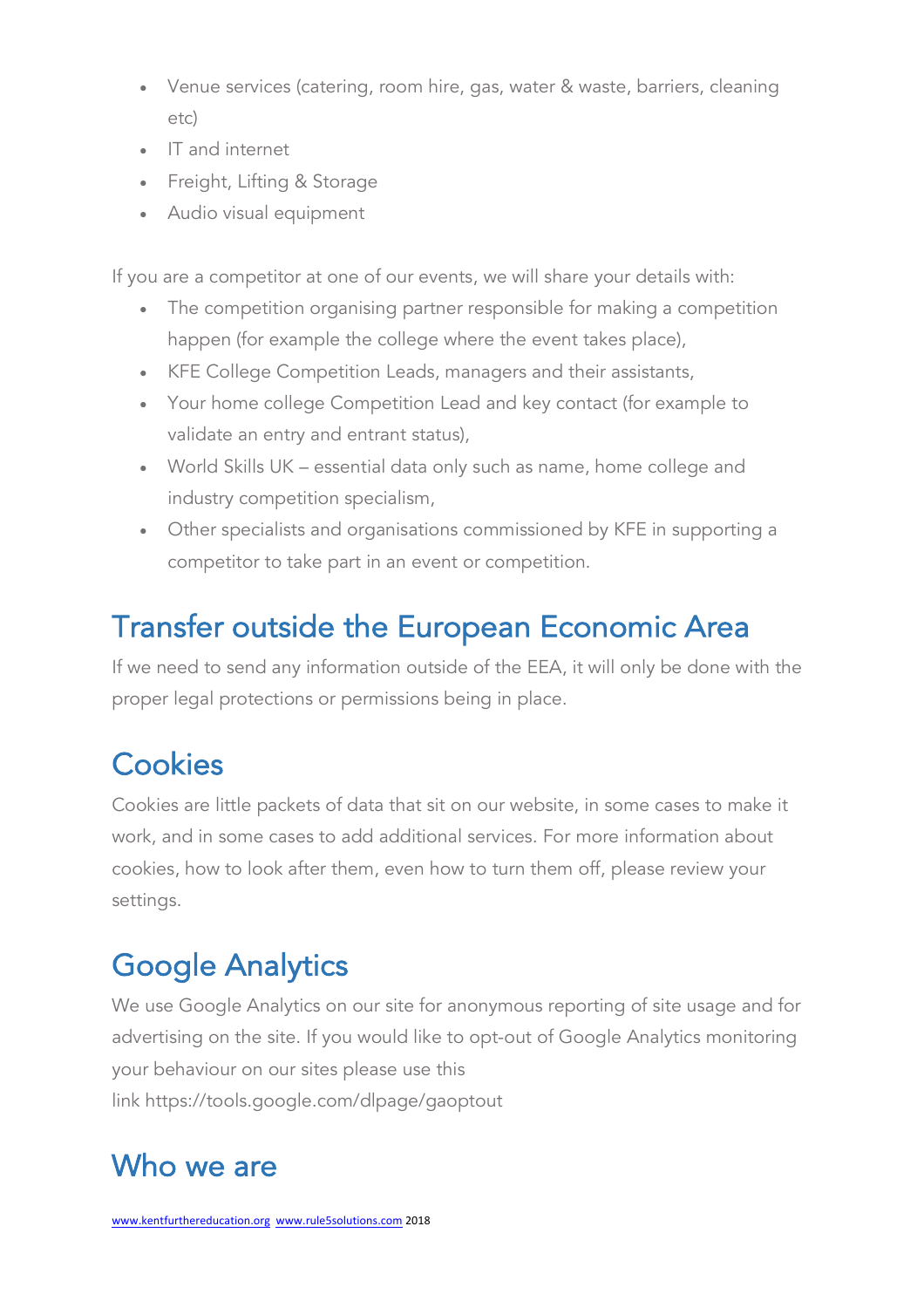- Venue services (catering, room hire, gas, water & waste, barriers, cleaning etc)
- IT and internet
- Freight, Lifting & Storage
- Audio visual equipment

If you are a competitor at one of our events, we will share your details with:

- The competition organising partner responsible for making a competition happen (for example the college where the event takes place),
- KFE College Competition Leads, managers and their assistants,
- Your home college Competition Lead and key contact (for example to validate an entry and entrant status),
- World Skills UK – essential data only such as name, home college and industry competition specialism,
- Other specialists and organisations commissioned by KFE in supporting a competitor to take part in an event or competition.

## Transfer outside the European Economic Area

If we need to send any information outside of the EEA, it will only be done with the proper legal protections or permissions being in place.

## Cookies

Cookies are little packets of data that sit on our website, in some cases to make it work, and in some cases to add additional services. For more information about cookies, how to look after them, even how to turn them off, please review your settings.

## Google Analytics

We use Google Analytics on our site for anonymous reporting of site usage and for advertising on the site. If you would like to opt-out of Google Analytics monitoring your behaviour on our sites please use this link https://tools.google.com/dlpage/gaoptout

## Who we are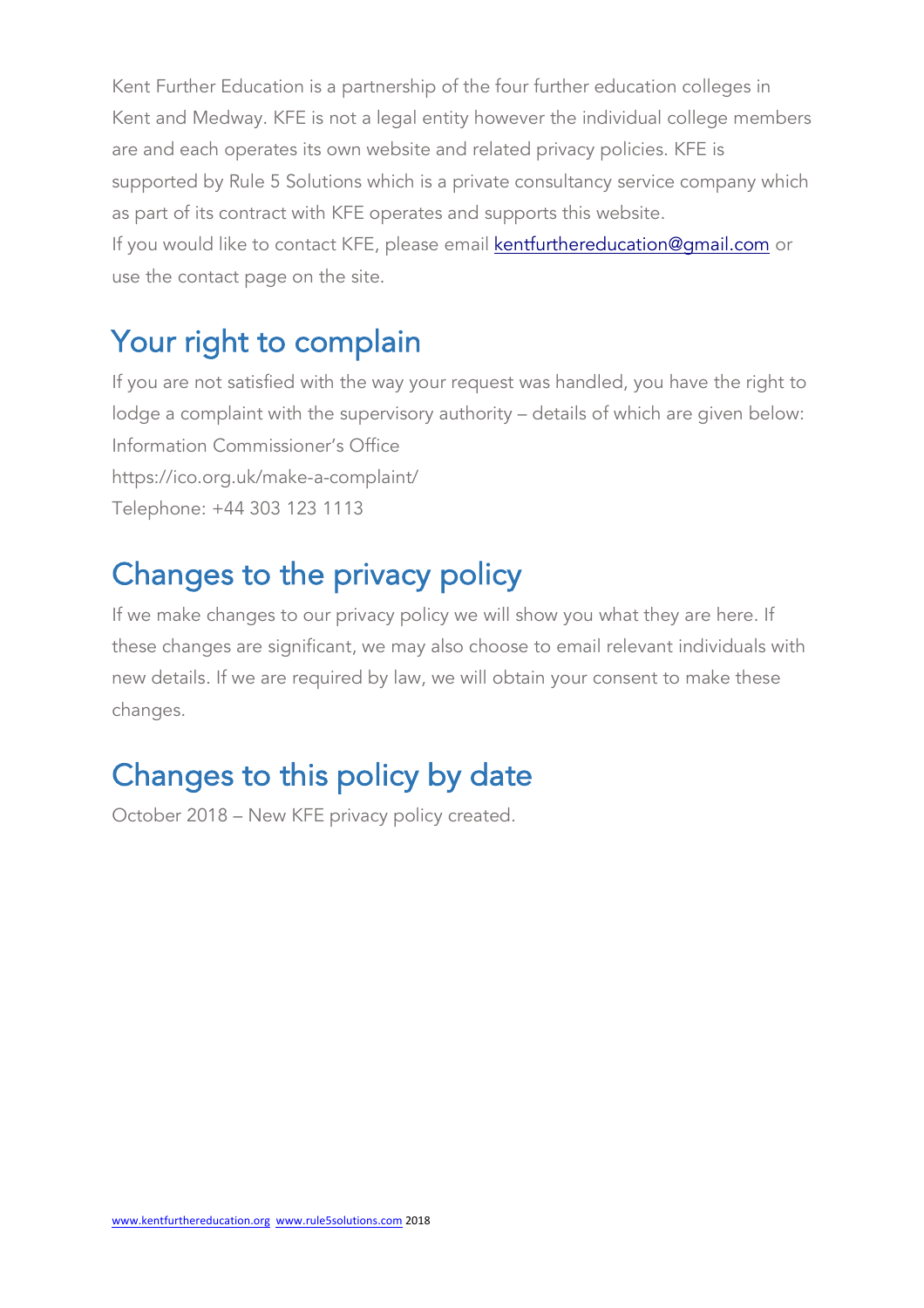Kent Further Education is a partnership of the four further education colleges in Kent and Medway. KFE is not a legal entity however the individual college members are and each operates its own website and related privacy policies. KFE is supported by Rule 5 Solutions which is a private consultancy service company which as part of its contract with KFE operates and supports this website.

If you would like to contact KFE, please email kentfurthereducation@gmail.com or use the contact page on the site.

## Your right to complain

If you are not satisfied with the way your request was handled, you have the right to lodge a complaint with the supervisory authority – details of which are given below:

Information Commissioner's Office

https://ico.org.uk/make-a-complaint/

Telephone: +44 303 123 1113

## Changes to the privacy policy

If we make changes to our privacy policy we will show you what they are here. If these changes are significant, we may also choose to email relevant individuals with new details. If we are required by law, we will obtain your consent to make these changes.

## Changes to this policy by date

October 2018 – New KFE privacy policy created.